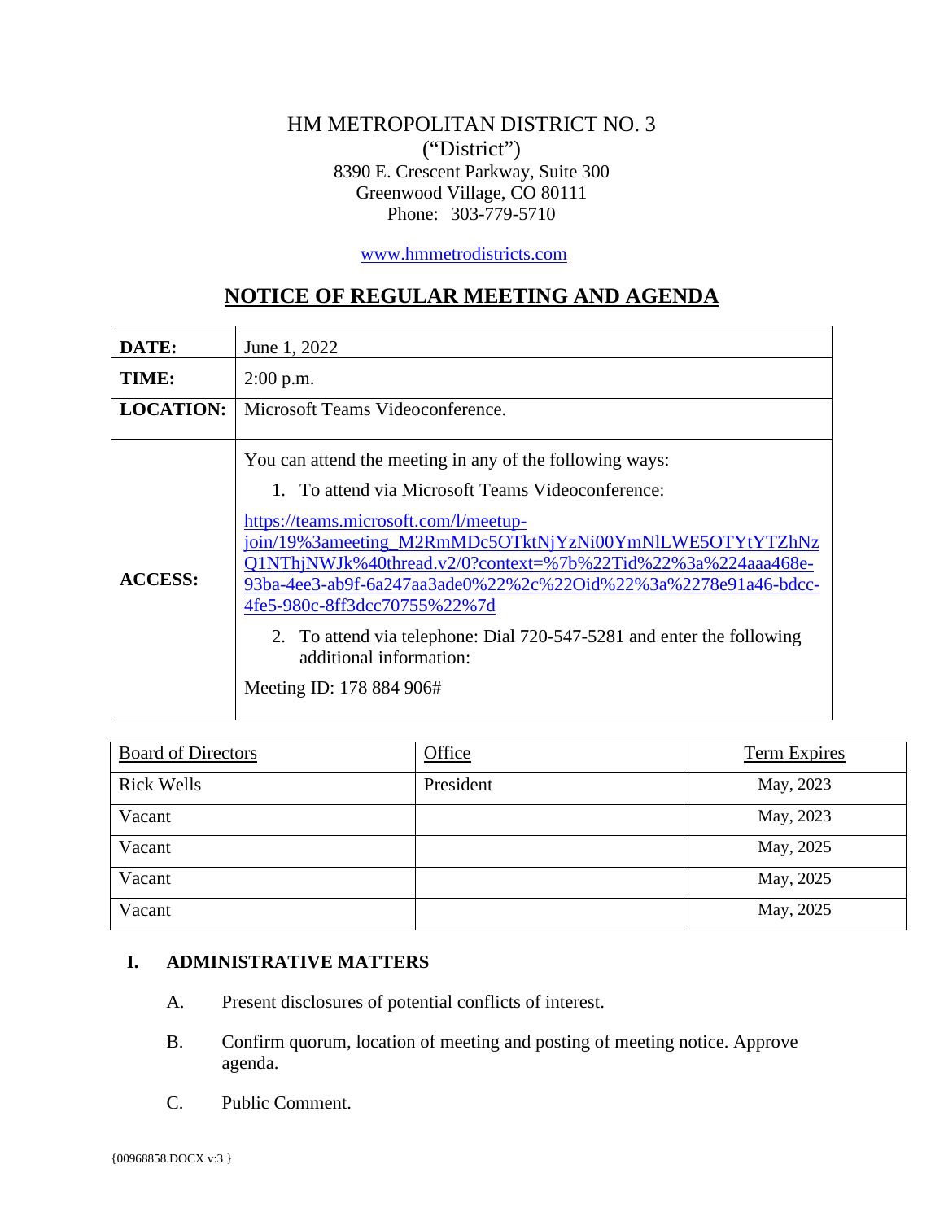HM METROPOLITAN DISTRICT NO. 3
("District")
8390 E. Crescent Parkway, Suite 300
Greenwood Village, CO 80111
Phone: 303-779-5710

www.hmmetrodistricts.com

## NOTICE OF REGULAR MEETING AND AGENDA

| | |
|---|---|
| **DATE:** | June 1, 2022 |
| **TIME:** | 2:00 p.m. |
| **LOCATION:** | Microsoft Teams Videoconference. |
| **ACCESS:** | You can attend the meeting in any of the following ways:<br>1. To attend via Microsoft Teams Videoconference:<br>https://teams.microsoft.com/l/meetup-join/19%3ameeting_M2RmMDc5OTktNjYzNi00YmNlLWE5OTYtYTZhNzQ1NThjNWJk%40thread.v2/0?context=%7b%22Tid%22%3a%224aaa468e-93ba-4ee3-ab9f-6a247aa3ade0%22%2c%22Oid%22%3a%2278e91a46-bdcc-4fe5-980c-8ff3dcc70755%22%7d<br>2. To attend via telephone: Dial 720-547-5281 and enter the following additional information:<br>Meeting ID: 178 884 906# |

| Board of Directors | Office | Term Expires |
|---|---|---|
| Rick Wells | President | May, 2023 |
| Vacant | | May, 2023 |
| Vacant | | May, 2025 |
| Vacant | | May, 2025 |
| Vacant | | May, 2025 |

**I. ADMINISTRATIVE MATTERS**

A. Present disclosures of potential conflicts of interest.

B. Confirm quorum, location of meeting and posting of meeting notice. Approve agenda.

C. Public Comment.

{00968858.DOCX v:3 }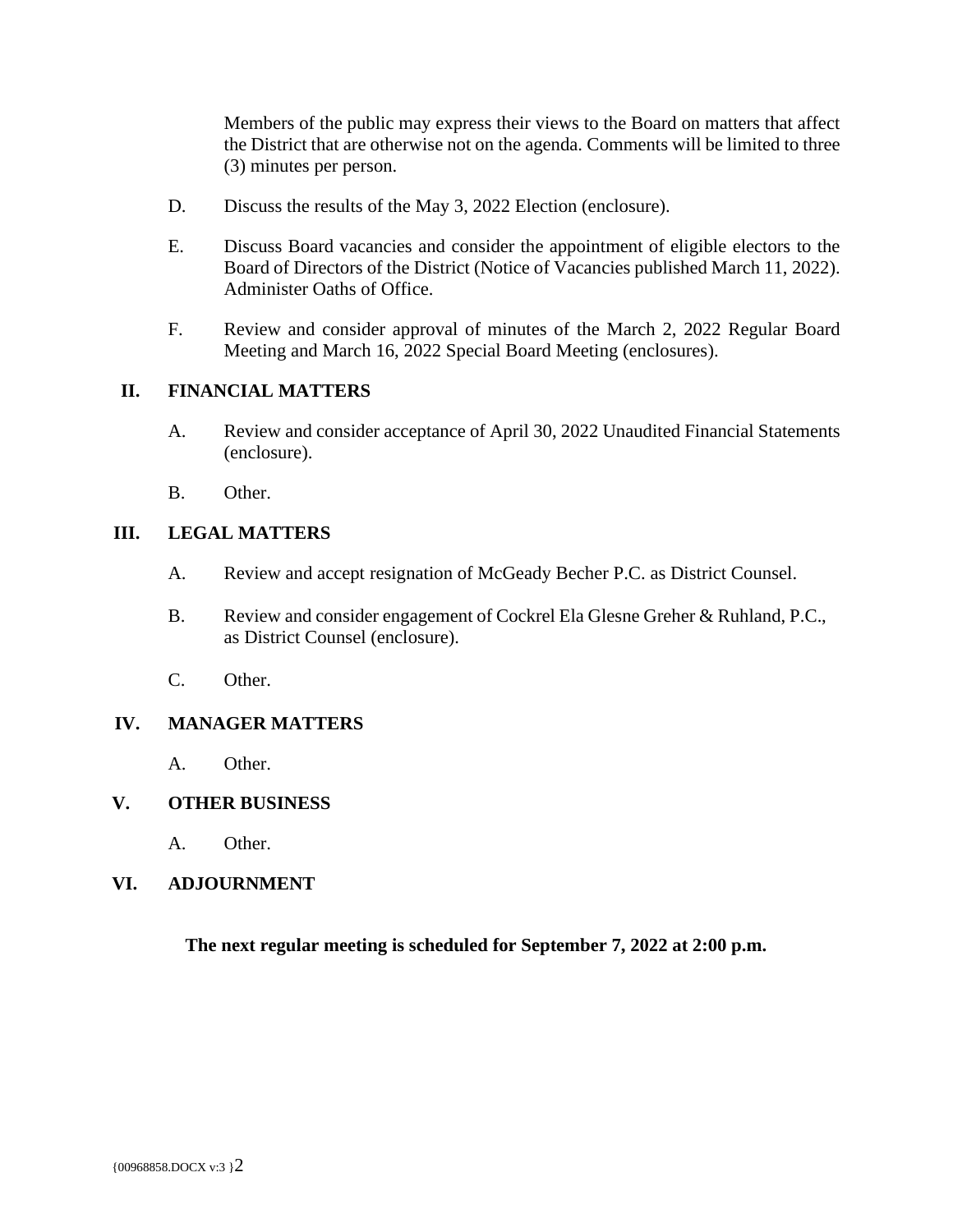Members of the public may express their views to the Board on matters that affect the District that are otherwise not on the agenda. Comments will be limited to three (3) minutes per person.

D. Discuss the results of the May 3, 2022 Election (enclosure).

E. Discuss Board vacancies and consider the appointment of eligible electors to the Board of Directors of the District (Notice of Vacancies published March 11, 2022). Administer Oaths of Office.

F. Review and consider approval of minutes of the March 2, 2022 Regular Board Meeting and March 16, 2022 Special Board Meeting (enclosures).

## II. FINANCIAL MATTERS

A. Review and consider acceptance of April 30, 2022 Unaudited Financial Statements (enclosure).

B. Other.

## III. LEGAL MATTERS

A. Review and accept resignation of McGeady Becher P.C. as District Counsel.

B. Review and consider engagement of Cockrel Ela Glesne Greher & Ruhland, P.C., as District Counsel (enclosure).

C. Other.

## IV. MANAGER MATTERS

A. Other.

## V. OTHER BUSINESS

A. Other.

## VI. ADJOURNMENT

**The next regular meeting is scheduled for September 7, 2022 at 2:00 p.m.**

{00968858.DOCX v:3 }